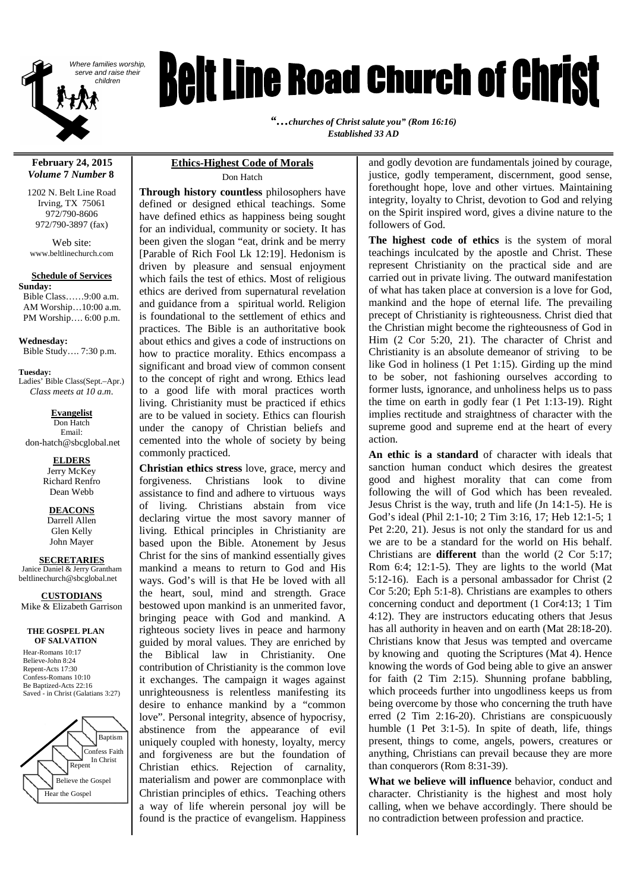*Where families worship, serve and raise their children*

# Belt Line Road Church of Christ

*"…churches of Christ salute you" (Rom 16:16)*
*Established 33 AD*

**February 24, 2015**
***Volume* 7 *Number* 8**

1202 N. Belt Line Road
Irving, TX 75061
972/790-8606
972/790-3897 (fax)

Web site:
www.beltlinechurch.com

**Schedule of Services**

**Sunday:**
Bible Class……9:00 a.m.
AM Worship…10:00 a.m.
PM Worship…. 6:00 p.m.

**Wednesday:**
Bible Study…. 7:30 p.m.

**Tuesday:**
Ladies' Bible Class(Sept.–Apr.)
*Class meets at 10 a.m.*

**Evangelist**
Don Hatch
Email:
don-hatch@sbcglobal.net

**ELDERS**
Jerry McKey
Richard Renfro
Dean Webb

**DEACONS**
Darrell Allen
Glen Kelly
John Mayer

**SECRETARIES**
Janice Daniel & Jerry Grantham
beltlinechurch@sbcglobal.net

**CUSTODIANS**
Mike & Elizabeth Garrison

**THE GOSPEL PLAN OF SALVATION**

Hear-Romans 10:17
Believe-John 8:24
Repent-Acts 17:30
Confess-Romans 10:10
Be Baptized-Acts 22:16
Saved - in Christ (Galatians 3:27)

Baptism
Confess Faith In Christ
Repent
Believe the Gospel
Hear the Gospel

## Ethics-Highest Code of Morals

Don Hatch

**Through history countless** philosophers have defined or designed ethical teachings. Some have defined ethics as happiness being sought for an individual, community or society. It has been given the slogan "eat, drink and be merry [Parable of Rich Fool Lk 12:19]. Hedonism is driven by pleasure and sensual enjoyment which fails the test of ethics. Most of religious ethics are derived from supernatural revelation and guidance from a spiritual world. Religion is foundational to the settlement of ethics and practices. The Bible is an authoritative book about ethics and gives a code of instructions on how to practice morality. Ethics encompass a significant and broad view of common consent to the concept of right and wrong. Ethics lead to a good life with moral practices worth living. Christianity must be practiced if ethics are to be valued in society. Ethics can flourish under the canopy of Christian beliefs and cemented into the whole of society by being commonly practiced.

**Christian ethics stress** love, grace, mercy and forgiveness. Christians look to divine assistance to find and adhere to virtuous ways of living. Christians abstain from vice declaring virtue the most savory manner of living. Ethical principles in Christianity are based upon the Bible. Atonement by Jesus Christ for the sins of mankind essentially gives mankind a means to return to God and His ways. God's will is that He be loved with all the heart, soul, mind and strength. Grace bestowed upon mankind is an unmerited favor, bringing peace with God and mankind. A righteous society lives in peace and harmony guided by moral values. They are enriched by the Biblical law in Christianity. One contribution of Christianity is the common love it exchanges. The campaign it wages against unrighteousness is relentless manifesting its desire to enhance mankind by a "common love". Personal integrity, absence of hypocrisy, abstinence from the appearance of evil uniquely coupled with honesty, loyalty, mercy and forgiveness are but the foundation of Christian ethics. Rejection of carnality, materialism and power are commonplace with Christian principles of ethics. Teaching others a way of life wherein personal joy will be found is the practice of evangelism. Happiness and godly devotion are fundamentals joined by courage, justice, godly temperament, discernment, good sense, forethought hope, love and other virtues. Maintaining integrity, loyalty to Christ, devotion to God and relying on the Spirit inspired word, gives a divine nature to the followers of God.

**The highest code of ethics** is the system of moral teachings inculcated by the apostle and Christ. These represent Christianity on the practical side and are carried out in private living. The outward manifestation of what has taken place at conversion is a love for God, mankind and the hope of eternal life. The prevailing precept of Christianity is righteousness. Christ died that the Christian might become the righteousness of God in Him (2 Cor 5:20, 21). The character of Christ and Christianity is an absolute demeanor of striving to be like God in holiness (1 Pet 1:15). Girding up the mind to be sober, not fashioning ourselves according to former lusts, ignorance, and unholiness helps us to pass the time on earth in godly fear (1 Pet 1:13-19). Right implies rectitude and straightness of character with the supreme good and supreme end at the heart of every action.

**An ethic is a standard** of character with ideals that sanction human conduct which desires the greatest good and highest morality that can come from following the will of God which has been revealed. Jesus Christ is the way, truth and life (Jn 14:1-5). He is God's ideal (Phil 2:1-10; 2 Tim 3:16, 17; Heb 12:1-5; 1 Pet 2:20, 21). Jesus is not only the standard for us and we are to be a standard for the world on His behalf. Christians are **different** than the world (2 Cor 5:17; Rom 6:4; 12:1-5). They are lights to the world (Mat 5:12-16). Each is a personal ambassador for Christ (2 Cor 5:20; Eph 5:1-8). Christians are examples to others concerning conduct and deportment (1 Cor4:13; 1 Tim 4:12). They are instructors educating others that Jesus has all authority in heaven and on earth (Mat 28:18-20). Christians know that Jesus was tempted and overcame by knowing and quoting the Scriptures (Mat 4). Hence knowing the words of God being able to give an answer for faith (2 Tim 2:15). Shunning profane babbling, which proceeds further into ungodliness keeps us from being overcome by those who concerning the truth have erred (2 Tim 2:16-20). Christians are conspicuously humble (1 Pet 3:1-5). In spite of death, life, things present, things to come, angels, powers, creatures or anything, Christians can prevail because they are more than conquerors (Rom 8:31-39).

**What we believe will influence** behavior, conduct and character. Christianity is the highest and most holy calling, when we behave accordingly. There should be no contradiction between profession and practice.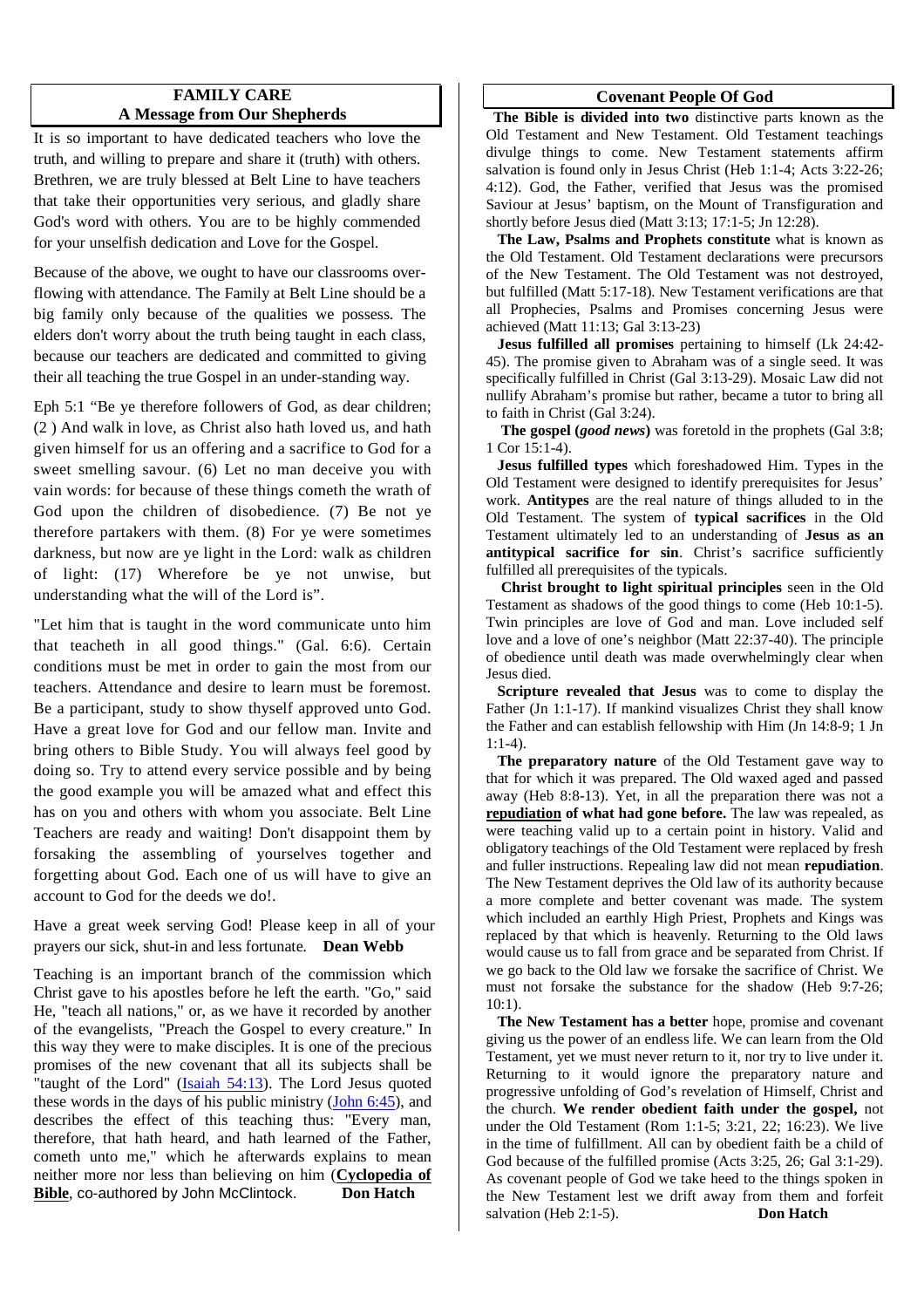## FAMILY CARE
## A Message from Our Shepherds

It is so important to have dedicated teachers who love the truth, and willing to prepare and share it (truth) with others. Brethren, we are truly blessed at Belt Line to have teachers that take their opportunities very serious, and gladly share God's word with others. You are to be highly commended for your unselfish dedication and Love for the Gospel.

Because of the above, we ought to have our classrooms over-flowing with attendance. The Family at Belt Line should be a big family only because of the qualities we possess. The elders don't worry about the truth being taught in each class, because our teachers are dedicated and committed to giving their all teaching the true Gospel in an under-standing way.

Eph 5:1 "Be ye therefore followers of God, as dear children; (2 ) And walk in love, as Christ also hath loved us, and hath given himself for us an offering and a sacrifice to God for a sweet smelling savour. (6) Let no man deceive you with vain words: for because of these things cometh the wrath of God upon the children of disobedience. (7) Be not ye therefore partakers with them. (8) For ye were sometimes darkness, but now are ye light in the Lord: walk as children of light: (17) Wherefore be ye not unwise, but understanding what the will of the Lord is".

"Let him that is taught in the word communicate unto him that teacheth in all good things." (Gal. 6:6). Certain conditions must be met in order to gain the most from our teachers. Attendance and desire to learn must be foremost. Be a participant, study to show thyself approved unto God. Have a great love for God and our fellow man. Invite and bring others to Bible Study. You will always feel good by doing so. Try to attend every service possible and by being the good example you will be amazed what and effect this has on you and others with whom you associate. Belt Line Teachers are ready and waiting! Don't disappoint them by forsaking the assembling of yourselves together and forgetting about God. Each one of us will have to give an account to God for the deeds we do!.

Have a great week serving God! Please keep in all of your prayers our sick, shut-in and less fortunate. **Dean Webb**

Teaching is an important branch of the commission which Christ gave to his apostles before he left the earth. "Go," said He, "teach all nations," or, as we have it recorded by another of the evangelists, "Preach the Gospel to every creature." In this way they were to make disciples. It is one of the precious promises of the new covenant that all its subjects shall be "taught of the Lord" (Isaiah 54:13). The Lord Jesus quoted these words in the days of his public ministry (John 6:45), and describes the effect of this teaching thus: "Every man, therefore, that hath heard, and hath learned of the Father, cometh unto me," which he afterwards explains to mean neither more nor less than believing on him (**Cyclopedia of Bible**, co-authored by John McClintock. **Don Hatch**

## Covenant People Of God

**The Bible is divided into two** distinctive parts known as the Old Testament and New Testament. Old Testament teachings divulge things to come. New Testament statements affirm salvation is found only in Jesus Christ (Heb 1:1-4; Acts 3:22-26; 4:12). God, the Father, verified that Jesus was the promised Saviour at Jesus' baptism, on the Mount of Transfiguration and shortly before Jesus died (Matt 3:13; 17:1-5; Jn 12:28).

**The Law, Psalms and Prophets constitute** what is known as the Old Testament. Old Testament declarations were precursors of the New Testament. The Old Testament was not destroyed, but fulfilled (Matt 5:17-18). New Testament verifications are that all Prophecies, Psalms and Promises concerning Jesus were achieved (Matt 11:13; Gal 3:13-23)

**Jesus fulfilled all promises** pertaining to himself (Lk 24:42-45). The promise given to Abraham was of a single seed. It was specifically fulfilled in Christ (Gal 3:13-29). Mosaic Law did not nullify Abraham's promise but rather, became a tutor to bring all to faith in Christ (Gal 3:24).

**The gospel (*good news*)** was foretold in the prophets (Gal 3:8; 1 Cor 15:1-4).

**Jesus fulfilled types** which foreshadowed Him. Types in the Old Testament were designed to identify prerequisites for Jesus' work. **Antitypes** are the real nature of things alluded to in the Old Testament. The system of **typical sacrifices** in the Old Testament ultimately led to an understanding of **Jesus as an antitypical sacrifice for sin**. Christ's sacrifice sufficiently fulfilled all prerequisites of the typicals.

**Christ brought to light spiritual principles** seen in the Old Testament as shadows of the good things to come (Heb 10:1-5). Twin principles are love of God and man. Love included self love and a love of one's neighbor (Matt 22:37-40). The principle of obedience until death was made overwhelmingly clear when Jesus died.

**Scripture revealed that Jesus** was to come to display the Father (Jn 1:1-17). If mankind visualizes Christ they shall know the Father and can establish fellowship with Him (Jn 14:8-9; 1 Jn 1:1-4).

**The preparatory nature** of the Old Testament gave way to that for which it was prepared. The Old waxed aged and passed away (Heb 8:8-13). Yet, in all the preparation there was not a **repudiation of what had gone before.** The law was repealed, as were teaching valid up to a certain point in history. Valid and obligatory teachings of the Old Testament were replaced by fresh and fuller instructions. Repealing law did not mean **repudiation**. The New Testament deprives the Old law of its authority because a more complete and better covenant was made. The system which included an earthly High Priest, Prophets and Kings was replaced by that which is heavenly. Returning to the Old laws would cause us to fall from grace and be separated from Christ. If we go back to the Old law we forsake the sacrifice of Christ. We must not forsake the substance for the shadow (Heb 9:7-26; 10:1).

**The New Testament has a better** hope, promise and covenant giving us the power of an endless life. We can learn from the Old Testament, yet we must never return to it, nor try to live under it. Returning to it would ignore the preparatory nature and progressive unfolding of God's revelation of Himself, Christ and the church. **We render obedient faith under the gospel,** not under the Old Testament (Rom 1:1-5; 3:21, 22; 16:23). We live in the time of fulfillment. All can by obedient faith be a child of God because of the fulfilled promise (Acts 3:25, 26; Gal 3:1-29). As covenant people of God we take heed to the things spoken in the New Testament lest we drift away from them and forfeit salvation (Heb 2:1-5). **Don Hatch**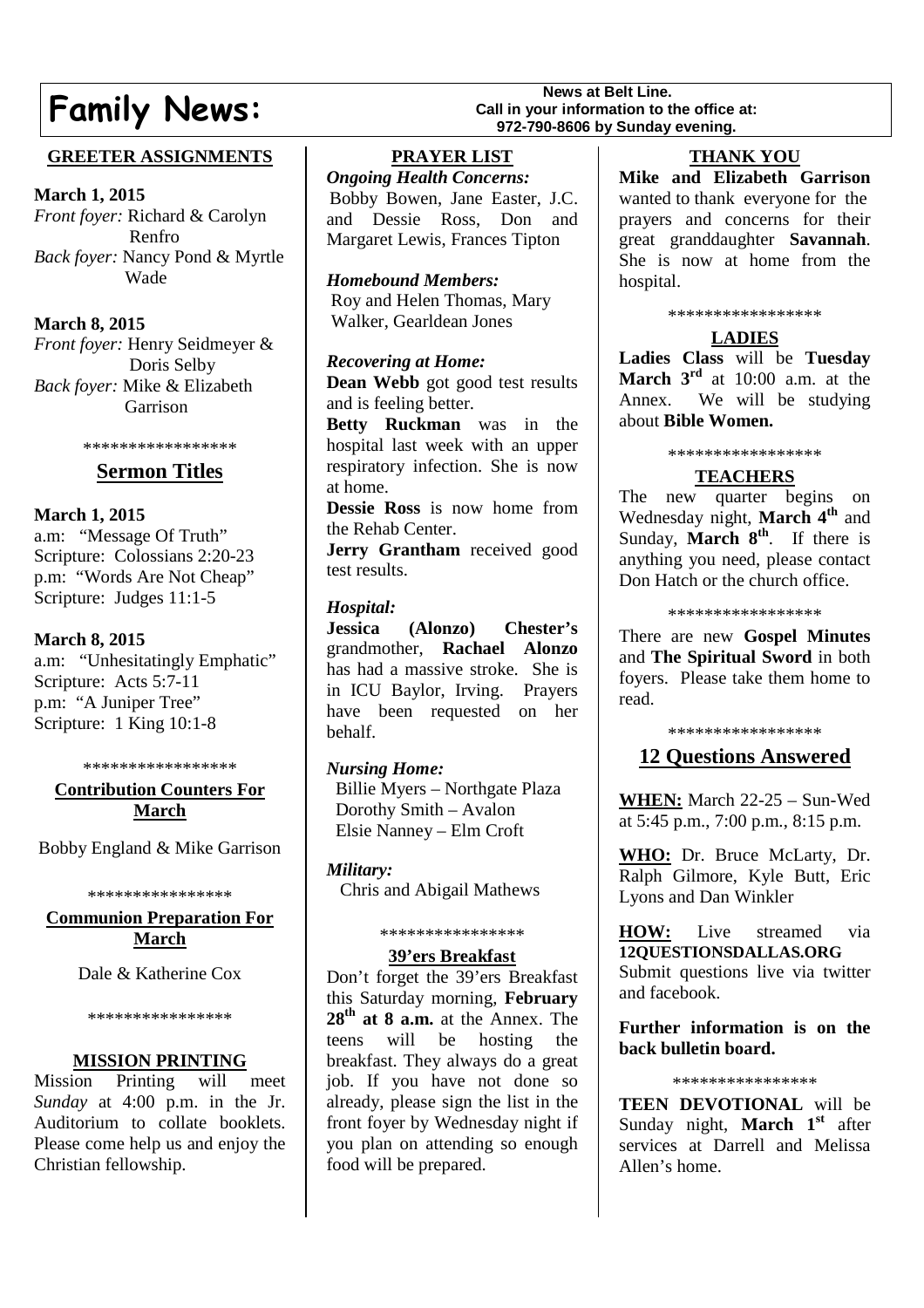# Family News:

**News at Belt Line.**
**Call in your information to the office at:**
**972-790-8606 by Sunday evening.**

## GREETER ASSIGNMENTS

**March 1, 2015**
*Front foyer:* Richard & Carolyn Renfro
*Back foyer:* Nancy Pond & Myrtle Wade

**March 8, 2015**
*Front foyer:* Henry Seidmeyer & Doris Selby
*Back foyer:* Mike & Elizabeth Garrison

*****************

## Sermon Titles

**March 1, 2015**
a.m: "Message Of Truth"
Scripture: Colossians 2:20-23
p.m: "Words Are Not Cheap"
Scripture: Judges 11:1-5

**March 8, 2015**
a.m: "Unhesitatingly Emphatic"
Scripture: Acts 5:7-11
p.m: "A Juniper Tree"
Scripture: 1 King 10:1-8

*****************

## Contribution Counters For March

Bobby England & Mike Garrison

****************

## Communion Preparation For March

Dale & Katherine Cox

****************

## MISSION PRINTING

Mission Printing will meet *Sunday* at 4:00 p.m. in the Jr. Auditorium to collate booklets. Please come help us and enjoy the Christian fellowship.

## PRAYER LIST

***Ongoing Health Concerns:***
Bobby Bowen, Jane Easter, J.C. and Dessie Ross, Don and Margaret Lewis, Frances Tipton

***Homebound Members:***
Roy and Helen Thomas, Mary Walker, Gearldean Jones

***Recovering at Home:***
**Dean Webb** got good test results and is feeling better.
**Betty Ruckman** was in the hospital last week with an upper respiratory infection. She is now at home.
**Dessie Ross** is now home from the Rehab Center.
**Jerry Grantham** received good test results.

***Hospital:***
**Jessica (Alonzo) Chester's** grandmother, **Rachael Alonzo** has had a massive stroke. She is in ICU Baylor, Irving. Prayers have been requested on her behalf.

***Nursing Home:***
Billie Myers – Northgate Plaza
Dorothy Smith – Avalon
Elsie Nanney – Elm Croft

***Military:***
Chris and Abigail Mathews

****************

## 39'ers Breakfast

Don't forget the 39'ers Breakfast this Saturday morning, **February 28th at 8 a.m.** at the Annex. The teens will be hosting the breakfast. They always do a great job. If you have not done so already, please sign the list in the front foyer by Wednesday night if you plan on attending so enough food will be prepared.

## THANK YOU

**Mike and Elizabeth Garrison** wanted to thank everyone for the prayers and concerns for their great granddaughter **Savannah**. She is now at home from the hospital.

*****************

## LADIES

**Ladies Class** will be **Tuesday March 3rd** at 10:00 a.m. at the Annex. We will be studying about **Bible Women.**

*****************

## TEACHERS

The new quarter begins on Wednesday night, **March 4th** and Sunday, **March 8th**. If there is anything you need, please contact Don Hatch or the church office.

*****************

There are new **Gospel Minutes** and **The Spiritual Sword** in both foyers. Please take them home to read.

*****************

## 12 Questions Answered

**WHEN:** March 22-25 – Sun-Wed at 5:45 p.m., 7:00 p.m., 8:15 p.m.

**WHO:** Dr. Bruce McLarty, Dr. Ralph Gilmore, Kyle Butt, Eric Lyons and Dan Winkler

**HOW:** Live streamed via **12QUESTIONSDALLAS.ORG**
Submit questions live via twitter and facebook.

**Further information is on the back bulletin board.**

****************

**TEEN DEVOTIONAL** will be Sunday night, **March 1st** after services at Darrell and Melissa Allen's home.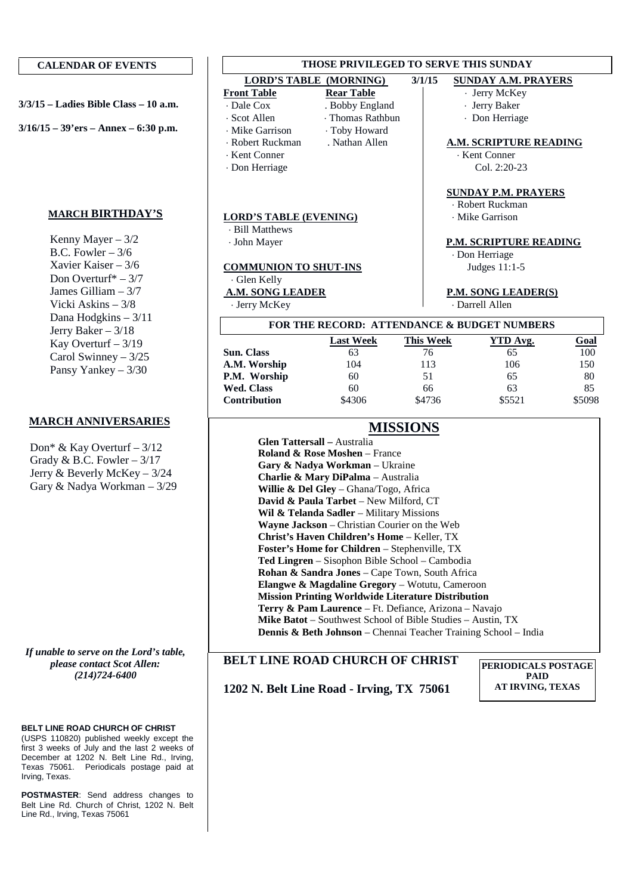## CALENDAR OF EVENTS

**3/3/15 – Ladies Bible Class – 10 a.m.**

**3/16/15 – 39'ers – Annex – 6:30 p.m.**

### MARCH BIRTHDAY'S

Kenny Mayer – 3/2
B.C. Fowler – 3/6
Xavier Kaiser – 3/6
Don Overturf* – 3/7
James Gilliam – 3/7
Vicki Askins – 3/8
Dana Hodgkins – 3/11
Jerry Baker – 3/18
Kay Overturf – 3/19
Carol Swinney – 3/25
Pansy Yankey – 3/30

### MARCH ANNIVERSARIES

Don* & Kay Overturf – 3/12
Grady & B.C. Fowler – 3/17
Jerry & Beverly McKey – 3/24
Gary & Nadya Workman – 3/29

*If unable to serve on the Lord's table, please contact Scot Allen: (214)724-6400*

**BELT LINE ROAD CHURCH OF CHRIST** (USPS 110820) published weekly except the first 3 weeks of July and the last 2 weeks of December at 1202 N. Belt Line Rd., Irving, Texas 75061. Periodicals postage paid at Irving, Texas.

**POSTMASTER**: Send address changes to Belt Line Rd. Church of Christ, 1202 N. Belt Line Rd., Irving, Texas 75061

## THOSE PRIVILEGED TO SERVE THIS SUNDAY

**LORD'S TABLE (MORNING)** 3/1/15

**Front Table**
· Dale Cox
· Scot Allen
· Mike Garrison
· Robert Ruckman
· Kent Conner
· Don Herriage

**Rear Table**
. Bobby England
· Thomas Rathbun
· Toby Howard
. Nathan Allen

**LORD'S TABLE (EVENING)**
· Bill Matthews
· John Mayer

**COMMUNION TO SHUT-INS**
· Glen Kelly

**A.M. SONG LEADER**
· Jerry McKey

**SUNDAY A.M. PRAYERS**
· Jerry McKey
· Jerry Baker
· Don Herriage

**A.M. SCRIPTURE READING**
· Kent Conner
Col. 2:20-23

**SUNDAY P.M. PRAYERS**
· Robert Ruckman
· Mike Garrison

**P.M. SCRIPTURE READING**
· Don Herriage
Judges 11:1-5

**P.M. SONG LEADER(S)**
· Darrell Allen

### FOR THE RECORD: ATTENDANCE & BUDGET NUMBERS

| | Last Week | This Week | YTD Avg. | Goal |
|---|---|---|---|---|
| **Sun. Class** | 63 | 76 | 65 | 100 |
| **A.M. Worship** | 104 | 113 | 106 | 150 |
| **P.M. Worship** | 60 | 51 | 65 | 80 |
| **Wed. Class** | 60 | 66 | 63 | 85 |
| **Contribution** | $4306 | $4736 | $5521 | $5098 |

## MISSIONS

**Glen Tattersall –** Australia
**Roland & Rose Moshen** – France
**Gary & Nadya Workman** – Ukraine
**Charlie & Mary DiPalma** – Australia
**Willie & Del Gley** – Ghana/Togo, Africa
**David & Paula Tarbet** – New Milford, CT
**Wil & Telanda Sadler** – Military Missions
**Wayne Jackson** – Christian Courier on the Web
**Christ's Haven Children's Home** – Keller, TX
**Foster's Home for Children** – Stephenville, TX
**Ted Lingren** – Sisophon Bible School – Cambodia
**Rohan & Sandra Jones** – Cape Town, South Africa
**Elangwe & Magdaline Gregory** – Wotutu, Cameroon
**Mission Printing Worldwide Literature Distribution**
**Terry & Pam Laurence** – Ft. Defiance, Arizona – Navajo
**Mike Batot** – Southwest School of Bible Studies – Austin, TX
**Dennis & Beth Johnson** – Chennai Teacher Training School – India

**BELT LINE ROAD CHURCH OF CHRIST**

**1202 N. Belt Line Road - Irving, TX 75061**

**PERIODICALS POSTAGE PAID AT IRVING, TEXAS**